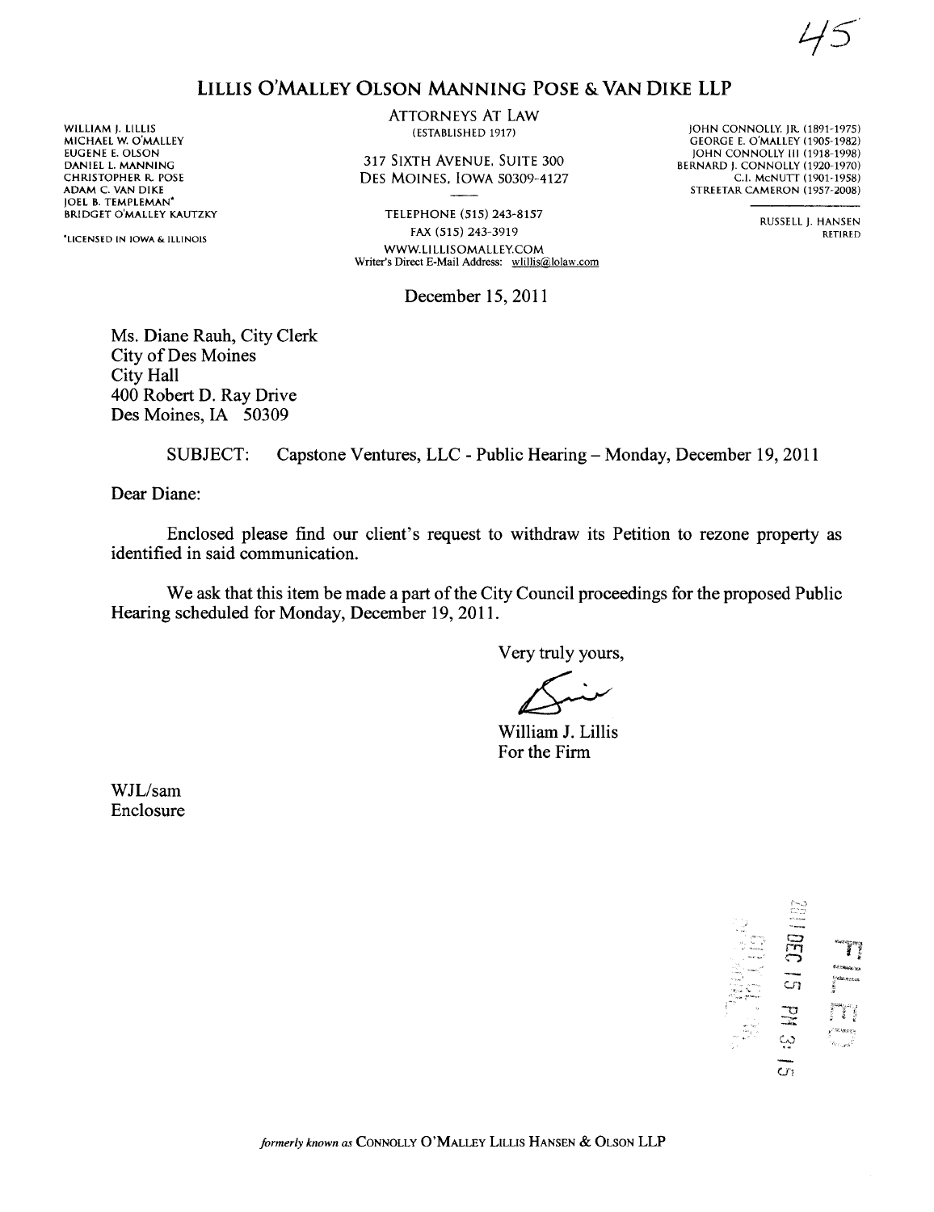45

# LILLIS O'MALLEY OLSON MANNING POSE & VAN DIKE LLP

WILLIAM J. LILLIS
MICHAEL W. O'MALLEY
EUGENE E. OLSON
DANIEL L. MANNING
CHRISTOPHER R. POSE
ADAM C. VAN DIKE
JOEL B. TEMPLEMAN*
BRIDGET O'MALLEY KAUTZKY

*LICENSED IN IOWA & ILLINOIS

ATTORNEYS AT LAW
(ESTABLISHED 1917)

317 SIXTH AVENUE, SUITE 300
DES MOINES, IOWA 50309-4127

TELEPHONE (515) 243-8157
FAX (515) 243-3919
WWW.LILLISOMALLEY.COM
Writer's Direct E-Mail Address: wlillis@lolaw.com

JOHN CONNOLLY, JR. (1891-1975)
GEORGE E. O'MALLEY (1905-1982)
JOHN CONNOLLY III (1918-1998)
BERNARD J. CONNOLLY (1920-1970)
C.I. McNUTT (1901-1958)
STREETAR CAMERON (1957-2008)

RUSSELL J. HANSEN
RETIRED

December 15, 2011

Ms. Diane Rauh, City Clerk
City of Des Moines
City Hall
400 Robert D. Ray Drive
Des Moines, IA 50309

SUBJECT: Capstone Ventures, LLC - Public Hearing – Monday, December 19, 2011

Dear Diane:

Enclosed please find our client's request to withdraw its Petition to rezone property as identified in said communication.

We ask that this item be made a part of the City Council proceedings for the proposed Public Hearing scheduled for Monday, December 19, 2011.

Very truly yours,

William J. Lillis
For the Firm

WJL/sam
Enclosure

FILED 2011 DEC 15 PM 3:15

*formerly known as* CONNOLLY O'MALLEY LILLIS HANSEN & OLSON LLP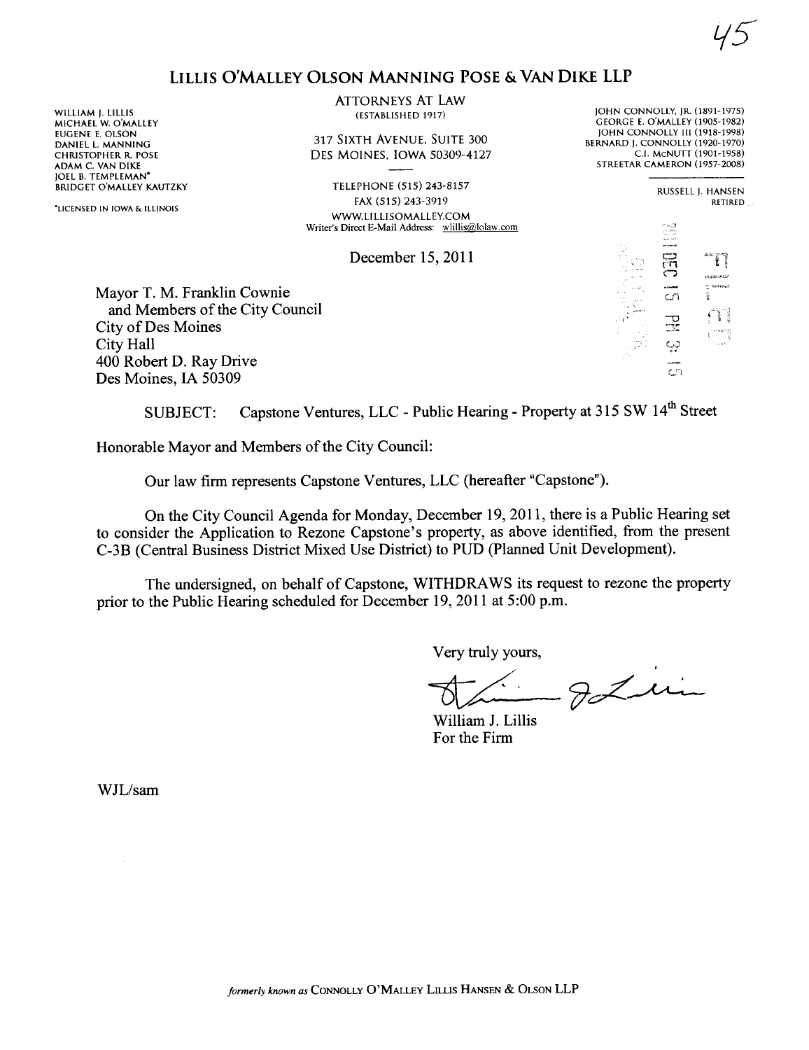45

# LILLIS O'MALLEY OLSON MANNING POSE & VAN DIKE LLP

WILLIAM J. LILLIS
MICHAEL W. O'MALLEY
EUGENE E. OLSON
DANIEL L. MANNING
CHRISTOPHER R. POSE
ADAM C. VAN DIKE
JOEL B. TEMPLEMAN*
BRIDGET O'MALLEY KAUTZKY

*LICENSED IN IOWA & ILLINOIS

ATTORNEYS AT LAW
(ESTABLISHED 1917)

317 SIXTH AVENUE, SUITE 300
DES MOINES, IOWA 50309-4127

TELEPHONE (515) 243-8157
FAX (515) 243-3919
WWW.LILLISOMALLEY.COM
Writer's Direct E-Mail Address: wlillis@lolaw.com

JOHN CONNOLLY, JR. (1891-1975)
GEORGE E. O'MALLEY (1905-1982)
JOHN CONNOLLY III (1918-1998)
BERNARD J. CONNOLLY (1920-1970)
C.I. McNUTT (1901-1958)
STREETAR CAMERON (1957-2008)

RUSSELL J. HANSEN
RETIRED

December 15, 2011

2011 DEC 15 PM 3:15

Mayor T. M. Franklin Cownie
and Members of the City Council
City of Des Moines
City Hall
400 Robert D. Ray Drive
Des Moines, IA 50309

SUBJECT: Capstone Ventures, LLC - Public Hearing - Property at 315 SW 14th Street

Honorable Mayor and Members of the City Council:

Our law firm represents Capstone Ventures, LLC (hereafter "Capstone").

On the City Council Agenda for Monday, December 19, 2011, there is a Public Hearing set to consider the Application to Rezone Capstone's property, as above identified, from the present C-3B (Central Business District Mixed Use District) to PUD (Planned Unit Development).

The undersigned, on behalf of Capstone, WITHDRAWS its request to rezone the property prior to the Public Hearing scheduled for December 19, 2011 at 5:00 p.m.

Very truly yours,

William J. Lillis
For the Firm

WJL/sam

*formerly known as* CONNOLLY O'MALLEY LILLIS HANSEN & OLSON LLP